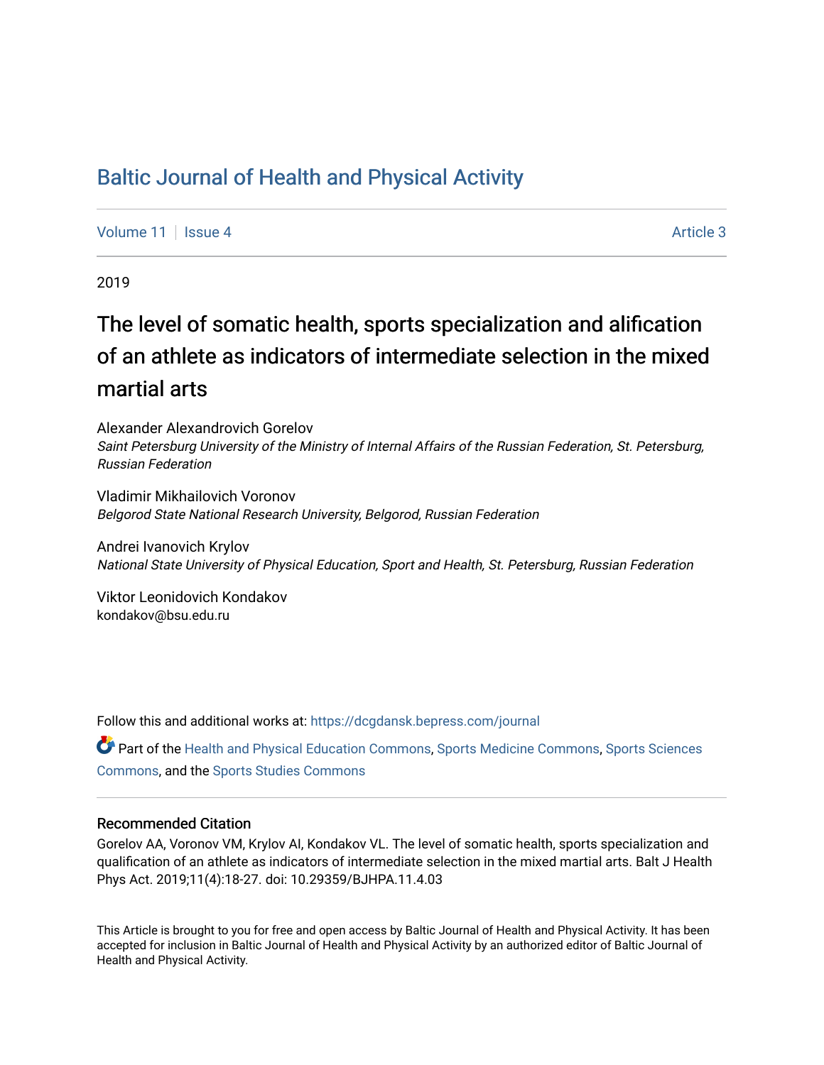# Baltic Journal of Health and Physical Activity

Volume 11 | Issue 4 Article 3

2019

## The level of somatic health, sports specialization and alification of an athlete as indicators of intermediate selection in the mixed martial arts

Alexander Alexandrovich Gorelov
*Saint Petersburg University of the Ministry of Internal Affairs of the Russian Federation, St. Petersburg, Russian Federation*

Vladimir Mikhailovich Voronov
*Belgorod State National Research University, Belgorod, Russian Federation*

Andrei Ivanovich Krylov
*National State University of Physical Education, Sport and Health, St. Petersburg, Russian Federation*

Viktor Leonidovich Kondakov
kondakov@bsu.edu.ru

Follow this and additional works at: https://dcgdansk.bepress.com/journal

Part of the Health and Physical Education Commons, Sports Medicine Commons, Sports Sciences Commons, and the Sports Studies Commons

### Recommended Citation

Gorelov AA, Voronov VM, Krylov AI, Kondakov VL. The level of somatic health, sports specialization and qualification of an athlete as indicators of intermediate selection in the mixed martial arts. Balt J Health Phys Act. 2019;11(4):18-27. doi: 10.29359/BJHPA.11.4.03

This Article is brought to you for free and open access by Baltic Journal of Health and Physical Activity. It has been accepted for inclusion in Baltic Journal of Health and Physical Activity by an authorized editor of Baltic Journal of Health and Physical Activity.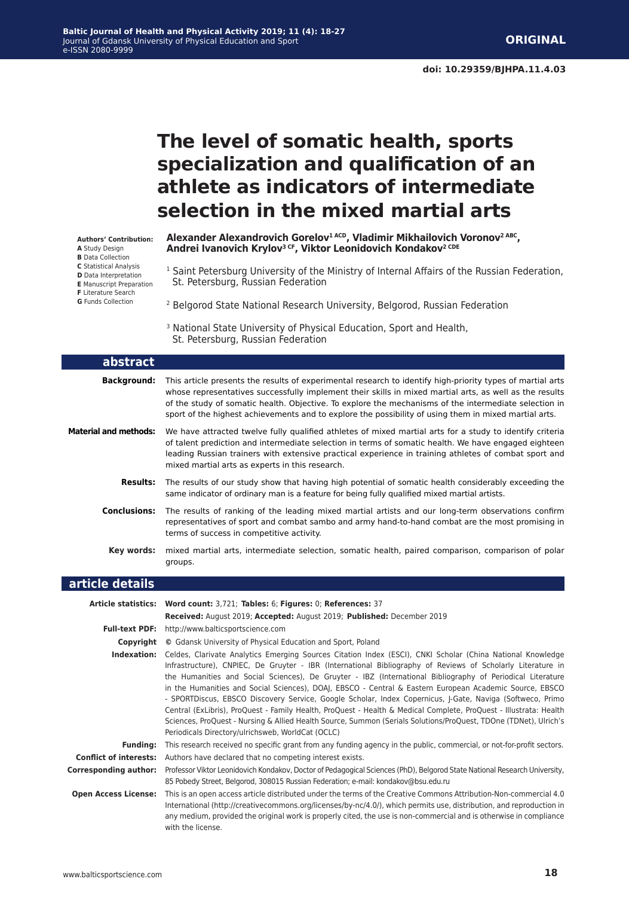**ORIGINAL**

**doi: 10.29359/BJHPA.11.4.03**

# The level of somatic health, sports specialization and qualification of an athlete as indicators of intermediate selection in the mixed martial arts

**Authors' Contribution:**
**A** Study Design
**B** Data Collection
**C** Statistical Analysis
**D** Data Interpretation
**E** Manuscript Preparation
**F** Literature Search
**G** Funds Collection

**Alexander Alexandrovich Gorelov[1 ACD], Vladimir Mikhailovich Voronov[2 ABC], Andrei Ivanovich Krylov[3 CF], Viktor Leonidovich Kondakov[2 CDE]**

[1] Saint Petersburg University of the Ministry of Internal Affairs of the Russian Federation, St. Petersburg, Russian Federation

[2] Belgorod State National Research University, Belgorod, Russian Federation

[3] National State University of Physical Education, Sport and Health, St. Petersburg, Russian Federation

## abstract

**Background:** This article presents the results of experimental research to identify high-priority types of martial arts whose representatives successfully implement their skills in mixed martial arts, as well as the results of the study of somatic health. Objective. To explore the mechanisms of the intermediate selection in sport of the highest achievements and to explore the possibility of using them in mixed martial arts.

**Material and methods:** We have attracted twelve fully qualified athletes of mixed martial arts for a study to identify criteria of talent prediction and intermediate selection in terms of somatic health. We have engaged eighteen leading Russian trainers with extensive practical experience in training athletes of combat sport and mixed martial arts as experts in this research.

**Results:** The results of our study show that having high potential of somatic health considerably exceeding the same indicator of ordinary man is a feature for being fully qualified mixed martial artists.

**Conclusions:** The results of ranking of the leading mixed martial artists and our long-term observations confirm representatives of sport and combat sambo and army hand-to-hand combat are the most promising in terms of success in competitive activity.

**Key words:** mixed martial arts, intermediate selection, somatic health, paired comparison, comparison of polar groups.

## article details

**Article statistics:** **Word count:** 3,721; **Tables:** 6; **Figures:** 0; **References:** 37
**Received:** August 2019; **Accepted:** August 2019; **Published:** December 2019

**Full-text PDF:** http://www.balticsportscience.com

**Copyright** © Gdansk University of Physical Education and Sport, Poland

**Indexation:** Celdes, Clarivate Analytics Emerging Sources Citation Index (ESCI), CNKI Scholar (China National Knowledge Infrastructure), CNPIEC, De Gruyter - IBR (International Bibliography of Reviews of Scholarly Literature in the Humanities and Social Sciences), De Gruyter - IBZ (International Bibliography of Periodical Literature in the Humanities and Social Sciences), DOAJ, EBSCO - Central & Eastern European Academic Source, EBSCO - SPORTDiscus, EBSCO Discovery Service, Google Scholar, Index Copernicus, J-Gate, Naviga (Softweco, Primo Central (ExLibris), ProQuest - Family Health, ProQuest - Health & Medical Complete, ProQuest - Illustrata: Health Sciences, ProQuest - Nursing & Allied Health Source, Summon (Serials Solutions/ProQuest, TDOne (TDNet), Ulrich's Periodicals Directory/ulrichsweb, WorldCat (OCLC)

**Funding:** This research received no specific grant from any funding agency in the public, commercial, or not-for-profit sectors.

**Conflict of interests:** Authors have declared that no competing interest exists.

**Corresponding author:** Professor Viktor Leonidovich Kondakov, Doctor of Pedagogical Sciences (PhD), Belgorod State National Research University, 85 Pobedy Street, Belgorod, 308015 Russian Federation; e-mail: kondakov@bsu.edu.ru

**Open Access License:** This is an open access article distributed under the terms of the Creative Commons Attribution-Non-commercial 4.0 International (http://creativecommons.org/licenses/by-nc/4.0/), which permits use, distribution, and reproduction in any medium, provided the original work is properly cited, the use is non-commercial and is otherwise in compliance with the license.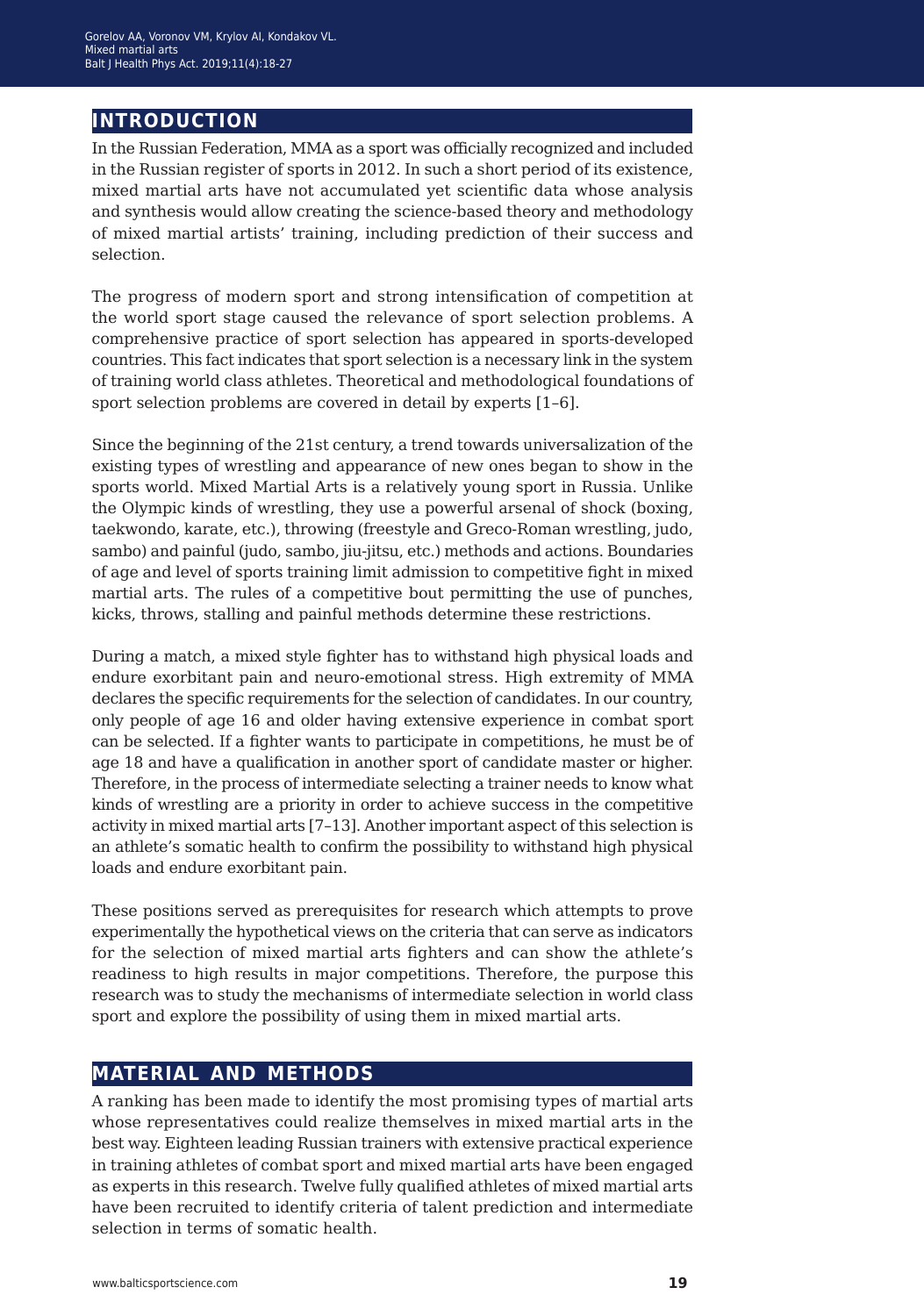## INTRODUCTION

In the Russian Federation, MMA as a sport was officially recognized and included in the Russian register of sports in 2012. In such a short period of its existence, mixed martial arts have not accumulated yet scientific data whose analysis and synthesis would allow creating the science-based theory and methodology of mixed martial artists' training, including prediction of their success and selection.

The progress of modern sport and strong intensification of competition at the world sport stage caused the relevance of sport selection problems. A comprehensive practice of sport selection has appeared in sports-developed countries. This fact indicates that sport selection is a necessary link in the system of training world class athletes. Theoretical and methodological foundations of sport selection problems are covered in detail by experts [1–6].

Since the beginning of the 21st century, a trend towards universalization of the existing types of wrestling and appearance of new ones began to show in the sports world. Mixed Martial Arts is a relatively young sport in Russia. Unlike the Olympic kinds of wrestling, they use a powerful arsenal of shock (boxing, taekwondo, karate, etc.), throwing (freestyle and Greco-Roman wrestling, judo, sambo) and painful (judo, sambo, jiu-jitsu, etc.) methods and actions. Boundaries of age and level of sports training limit admission to competitive fight in mixed martial arts. The rules of a competitive bout permitting the use of punches, kicks, throws, stalling and painful methods determine these restrictions.

During a match, a mixed style fighter has to withstand high physical loads and endure exorbitant pain and neuro-emotional stress. High extremity of MMA declares the specific requirements for the selection of candidates. In our country, only people of age 16 and older having extensive experience in combat sport can be selected. If a fighter wants to participate in competitions, he must be of age 18 and have a qualification in another sport of candidate master or higher. Therefore, in the process of intermediate selecting a trainer needs to know what kinds of wrestling are a priority in order to achieve success in the competitive activity in mixed martial arts [7–13]. Another important aspect of this selection is an athlete's somatic health to confirm the possibility to withstand high physical loads and endure exorbitant pain.

These positions served as prerequisites for research which attempts to prove experimentally the hypothetical views on the criteria that can serve as indicators for the selection of mixed martial arts fighters and can show the athlete's readiness to high results in major competitions. Therefore, the purpose this research was to study the mechanisms of intermediate selection in world class sport and explore the possibility of using them in mixed martial arts.

## MATERIAL AND METHODS

A ranking has been made to identify the most promising types of martial arts whose representatives could realize themselves in mixed martial arts in the best way. Eighteen leading Russian trainers with extensive practical experience in training athletes of combat sport and mixed martial arts have been engaged as experts in this research. Twelve fully qualified athletes of mixed martial arts have been recruited to identify criteria of talent prediction and intermediate selection in terms of somatic health.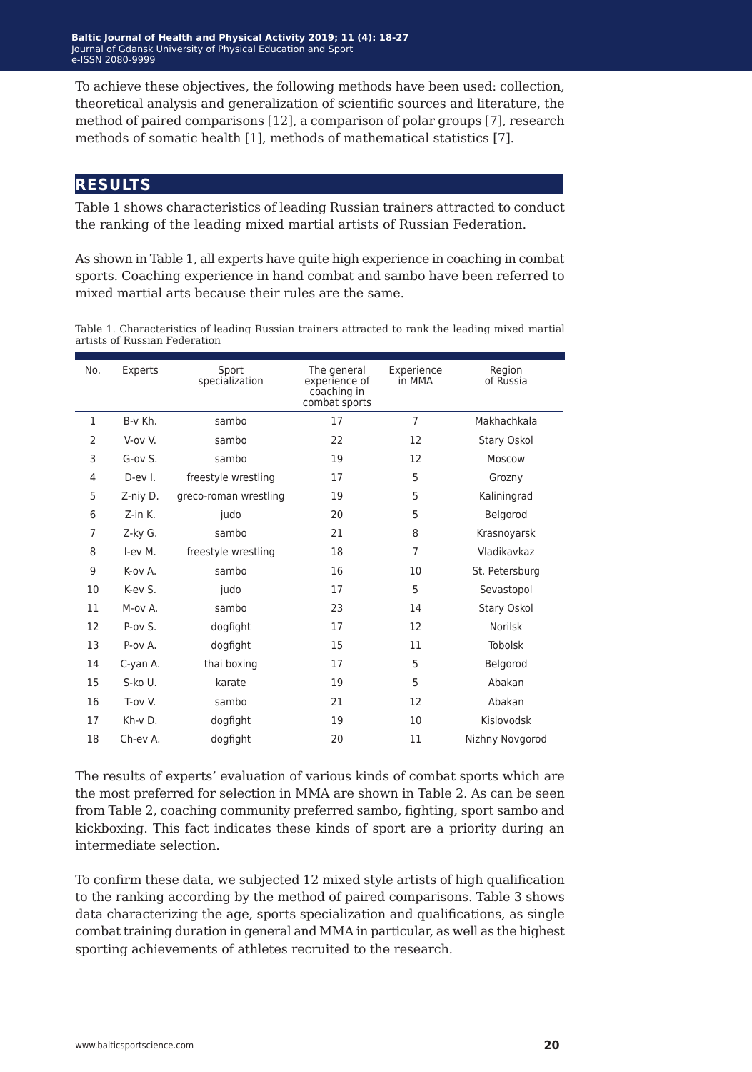To achieve these objectives, the following methods have been used: collection, theoretical analysis and generalization of scientific sources and literature, the method of paired comparisons [12], a comparison of polar groups [7], research methods of somatic health [1], methods of mathematical statistics [7].

## RESULTS

Table 1 shows characteristics of leading Russian trainers attracted to conduct the ranking of the leading mixed martial artists of Russian Federation.

As shown in Table 1, all experts have quite high experience in coaching in combat sports. Coaching experience in hand combat and sambo have been referred to mixed martial arts because their rules are the same.

Table 1. Characteristics of leading Russian trainers attracted to rank the leading mixed martial artists of Russian Federation

| No. | Experts | Sport specialization | The general experience of coaching in combat sports | Experience in MMA | Region of Russia |
|---|---|---|---|---|---|
| 1 | B-v Kh. | sambo | 17 | 7 | Makhachkala |
| 2 | V-ov V. | sambo | 22 | 12 | Stary Oskol |
| 3 | G-ov S. | sambo | 19 | 12 | Moscow |
| 4 | D-ev I. | freestyle wrestling | 17 | 5 | Grozny |
| 5 | Z-niy D. | greco-roman wrestling | 19 | 5 | Kaliningrad |
| 6 | Z-in K. | judo | 20 | 5 | Belgorod |
| 7 | Z-ky G. | sambo | 21 | 8 | Krasnoyarsk |
| 8 | I-ev M. | freestyle wrestling | 18 | 7 | Vladikavkaz |
| 9 | K-ov A. | sambo | 16 | 10 | St. Petersburg |
| 10 | K-ev S. | judo | 17 | 5 | Sevastopol |
| 11 | M-ov A. | sambo | 23 | 14 | Stary Oskol |
| 12 | P-ov S. | dogfight | 17 | 12 | Norilsk |
| 13 | P-ov A. | dogfight | 15 | 11 | Tobolsk |
| 14 | C-yan A. | thai boxing | 17 | 5 | Belgorod |
| 15 | S-ko U. | karate | 19 | 5 | Abakan |
| 16 | T-ov V. | sambo | 21 | 12 | Abakan |
| 17 | Kh-v D. | dogfight | 19 | 10 | Kislovodsk |
| 18 | Ch-ev A. | dogfight | 20 | 11 | Nizhny Novgorod |

The results of experts' evaluation of various kinds of combat sports which are the most preferred for selection in MMA are shown in Table 2. As can be seen from Table 2, coaching community preferred sambo, fighting, sport sambo and kickboxing. This fact indicates these kinds of sport are a priority during an intermediate selection.

To confirm these data, we subjected 12 mixed style artists of high qualification to the ranking according by the method of paired comparisons. Table 3 shows data characterizing the age, sports specialization and qualifications, as single combat training duration in general and MMA in particular, as well as the highest sporting achievements of athletes recruited to the research.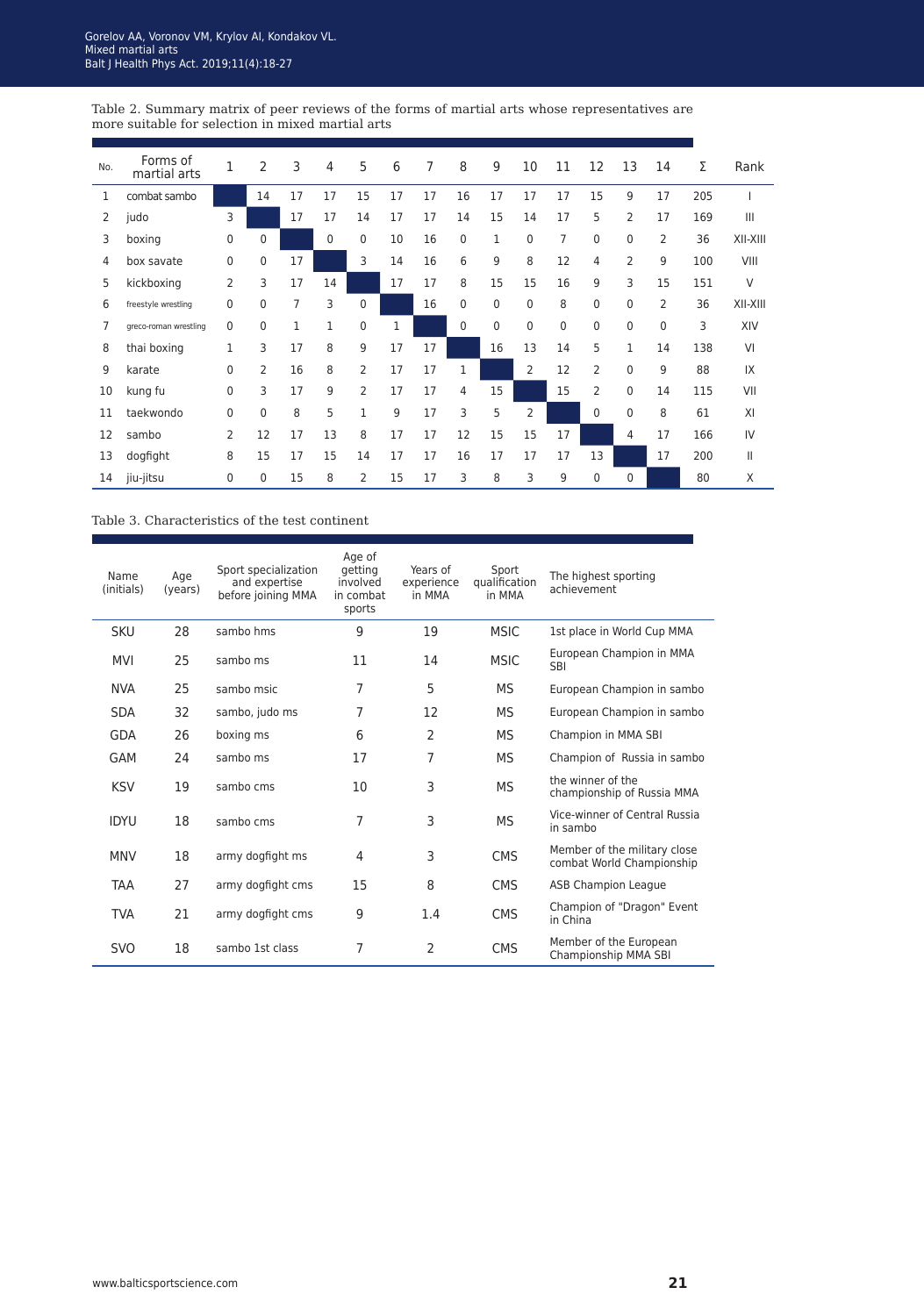Table 2. Summary matrix of peer reviews of the forms of martial arts whose representatives are more suitable for selection in mixed martial arts

| No. | Forms of martial arts | 1 | 2 | 3 | 4 | 5 | 6 | 7 | 8 | 9 | 10 | 11 | 12 | 13 | 14 | Σ | Rank |
|---|---|---|---|---|---|---|---|---|---|---|---|---|---|---|---|---|---|
| 1 | combat sambo | | 14 | 17 | 17 | 15 | 17 | 17 | 16 | 17 | 17 | 17 | 15 | 9 | 17 | 205 | I |
| 2 | judo | 3 | | 17 | 17 | 14 | 17 | 17 | 14 | 15 | 14 | 17 | 5 | 2 | 17 | 169 | III |
| 3 | boxing | 0 | 0 | | 0 | 0 | 10 | 16 | 0 | 1 | 0 | 7 | 0 | 0 | 2 | 36 | XII-XIII |
| 4 | box savate | 0 | 0 | 17 | | 3 | 14 | 16 | 6 | 9 | 8 | 12 | 4 | 2 | 9 | 100 | VIII |
| 5 | kickboxing | 2 | 3 | 17 | 14 | | 17 | 17 | 8 | 15 | 15 | 16 | 9 | 3 | 15 | 151 | V |
| 6 | freestyle wrestling | 0 | 0 | 7 | 3 | 0 | | 16 | 0 | 0 | 0 | 8 | 0 | 0 | 2 | 36 | XII-XIII |
| 7 | greco-roman wrestling | 0 | 0 | 1 | 1 | 0 | 1 | | 0 | 0 | 0 | 0 | 0 | 0 | 0 | 3 | XIV |
| 8 | thai boxing | 1 | 3 | 17 | 8 | 9 | 17 | 17 | | 16 | 13 | 14 | 5 | 1 | 14 | 138 | VI |
| 9 | karate | 0 | 2 | 16 | 8 | 2 | 17 | 17 | 1 | | 2 | 12 | 2 | 0 | 9 | 88 | IX |
| 10 | kung fu | 0 | 3 | 17 | 9 | 2 | 17 | 17 | 4 | 15 | | 15 | 2 | 0 | 14 | 115 | VII |
| 11 | taekwondo | 0 | 0 | 8 | 5 | 1 | 9 | 17 | 3 | 5 | 2 | | 0 | 0 | 8 | 61 | XI |
| 12 | sambo | 2 | 12 | 17 | 13 | 8 | 17 | 17 | 12 | 15 | 15 | 17 | | 4 | 17 | 166 | IV |
| 13 | dogfight | 8 | 15 | 17 | 15 | 14 | 17 | 17 | 16 | 17 | 17 | 17 | 13 | | 17 | 200 | II |
| 14 | jiu-jitsu | 0 | 0 | 15 | 8 | 2 | 15 | 17 | 3 | 8 | 3 | 9 | 0 | 0 | | 80 | X |

Table 3. Characteristics of the test continent

| Name (initials) | Age (years) | Sport specialization and expertise before joining MMA | Age of getting involved in combat sports | Years of experience in MMA | Sport qualification in MMA | The highest sporting achievement |
|---|---|---|---|---|---|---|
| SKU | 28 | sambo hms | 9 | 19 | MSIC | 1st place in World Cup MMA |
| MVI | 25 | sambo ms | 11 | 14 | MSIC | European Champion in MMA SBI |
| NVA | 25 | sambo msic | 7 | 5 | MS | European Champion in sambo |
| SDA | 32 | sambo, judo ms | 7 | 12 | MS | European Champion in sambo |
| GDA | 26 | boxing ms | 6 | 2 | MS | Champion in MMA SBI |
| GAM | 24 | sambo ms | 17 | 7 | MS | Champion of Russia in sambo |
| KSV | 19 | sambo cms | 10 | 3 | MS | the winner of the championship of Russia MMA |
| IDYU | 18 | sambo cms | 7 | 3 | MS | Vice-winner of Central Russia in sambo |
| MNV | 18 | army dogfight ms | 4 | 3 | CMS | Member of the military close combat World Championship |
| TAA | 27 | army dogfight cms | 15 | 8 | CMS | ASB Champion League |
| TVA | 21 | army dogfight cms | 9 | 1.4 | CMS | Champion of "Dragon" Event in China |
| SVO | 18 | sambo 1st class | 7 | 2 | CMS | Member of the European Championship MMA SBI |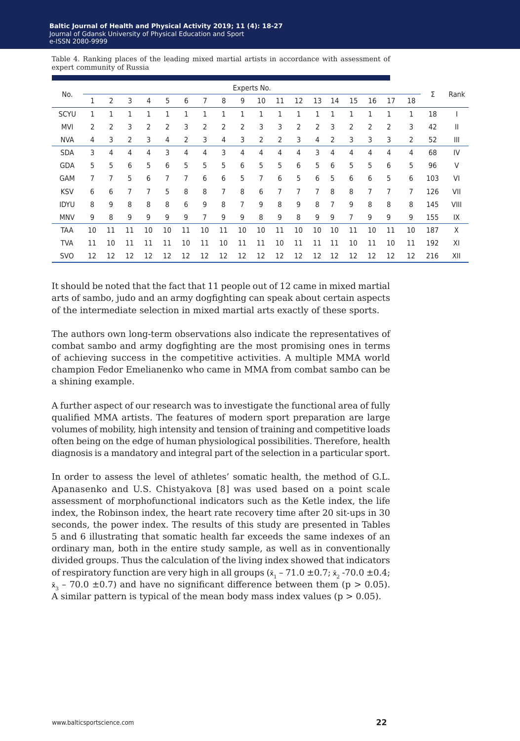Table 4. Ranking places of the leading mixed martial artists in accordance with assessment of expert community of Russia

| No. | Experts No. | | | | | | | | | | | | | | | | | | Σ | Rank |
|---|---|---|---|---|---|---|---|---|---|---|---|---|---|---|---|---|---|---|---|---|
| | 1 | 2 | 3 | 4 | 5 | 6 | 7 | 8 | 9 | 10 | 11 | 12 | 13 | 14 | 15 | 16 | 17 | 18 | | |
| SCYU | 1 | 1 | 1 | 1 | 1 | 1 | 1 | 1 | 1 | 1 | 1 | 1 | 1 | 1 | 1 | 1 | 1 | 1 | 18 | I |
| MVI | 2 | 2 | 3 | 2 | 2 | 3 | 2 | 2 | 2 | 3 | 3 | 2 | 2 | 3 | 2 | 2 | 2 | 3 | 42 | II |
| NVA | 4 | 3 | 2 | 3 | 4 | 2 | 3 | 4 | 3 | 2 | 2 | 3 | 4 | 2 | 3 | 3 | 3 | 2 | 52 | III |
| SDA | 3 | 4 | 4 | 4 | 3 | 4 | 4 | 3 | 4 | 4 | 4 | 4 | 3 | 4 | 4 | 4 | 4 | 4 | 68 | IV |
| GDA | 5 | 5 | 6 | 5 | 6 | 5 | 5 | 5 | 6 | 5 | 5 | 6 | 5 | 6 | 5 | 5 | 6 | 5 | 96 | V |
| GAM | 7 | 7 | 5 | 6 | 7 | 7 | 6 | 6 | 5 | 7 | 6 | 5 | 6 | 5 | 6 | 6 | 5 | 6 | 103 | VI |
| KSV | 6 | 6 | 7 | 7 | 5 | 8 | 8 | 7 | 8 | 6 | 7 | 7 | 7 | 8 | 8 | 7 | 7 | 7 | 126 | VII |
| IDYU | 8 | 9 | 8 | 8 | 8 | 6 | 9 | 8 | 7 | 9 | 8 | 9 | 8 | 7 | 9 | 8 | 8 | 8 | 145 | VIII |
| MNV | 9 | 8 | 9 | 9 | 9 | 9 | 7 | 9 | 9 | 8 | 9 | 8 | 9 | 9 | 7 | 9 | 9 | 9 | 155 | IX |
| TAA | 10 | 11 | 11 | 10 | 10 | 11 | 10 | 11 | 10 | 10 | 11 | 10 | 10 | 10 | 11 | 10 | 11 | 10 | 187 | X |
| TVA | 11 | 10 | 11 | 11 | 11 | 10 | 11 | 10 | 11 | 11 | 10 | 11 | 11 | 11 | 10 | 11 | 10 | 11 | 192 | XI |
| SVO | 12 | 12 | 12 | 12 | 12 | 12 | 12 | 12 | 12 | 12 | 12 | 12 | 12 | 12 | 12 | 12 | 12 | 12 | 216 | XII |

It should be noted that the fact that 11 people out of 12 came in mixed martial arts of sambo, judo and an army dogfighting can speak about certain aspects of the intermediate selection in mixed martial arts exactly of these sports.

The authors own long-term observations also indicate the representatives of combat sambo and army dogfighting are the most promising ones in terms of achieving success in the competitive activities. A multiple MMA world champion Fedor Emelianenko who came in MMA from combat sambo can be a shining example.

A further aspect of our research was to investigate the functional area of fully qualified MMA artists. The features of modern sport preparation are large volumes of mobility, high intensity and tension of training and competitive loads often being on the edge of human physiological possibilities. Therefore, health diagnosis is a mandatory and integral part of the selection in a particular sport.

In order to assess the level of athletes' somatic health, the method of G.L. Apanasenko and U.S. Chistyakova [8] was used based on a point scale assessment of morphofunctional indicators such as the Ketle index, the life index, the Robinson index, the heart rate recovery time after 20 sit-ups in 30 seconds, the power index. The results of this study are presented in Tables 5 and 6 illustrating that somatic health far exceeds the same indexes of an ordinary man, both in the entire study sample, as well as in conventionally divided groups. Thus the calculation of the living index showed that indicators of respiratory function are very high in all groups ($\bar{x}_1$ – 71.0 ±0.7; $\bar{x}_2$ -70.0 ±0.4; $\bar{x}_3$ – 70.0 ±0.7) and have no significant difference between them ($p > 0.05$). A similar pattern is typical of the mean body mass index values ($p > 0.05$).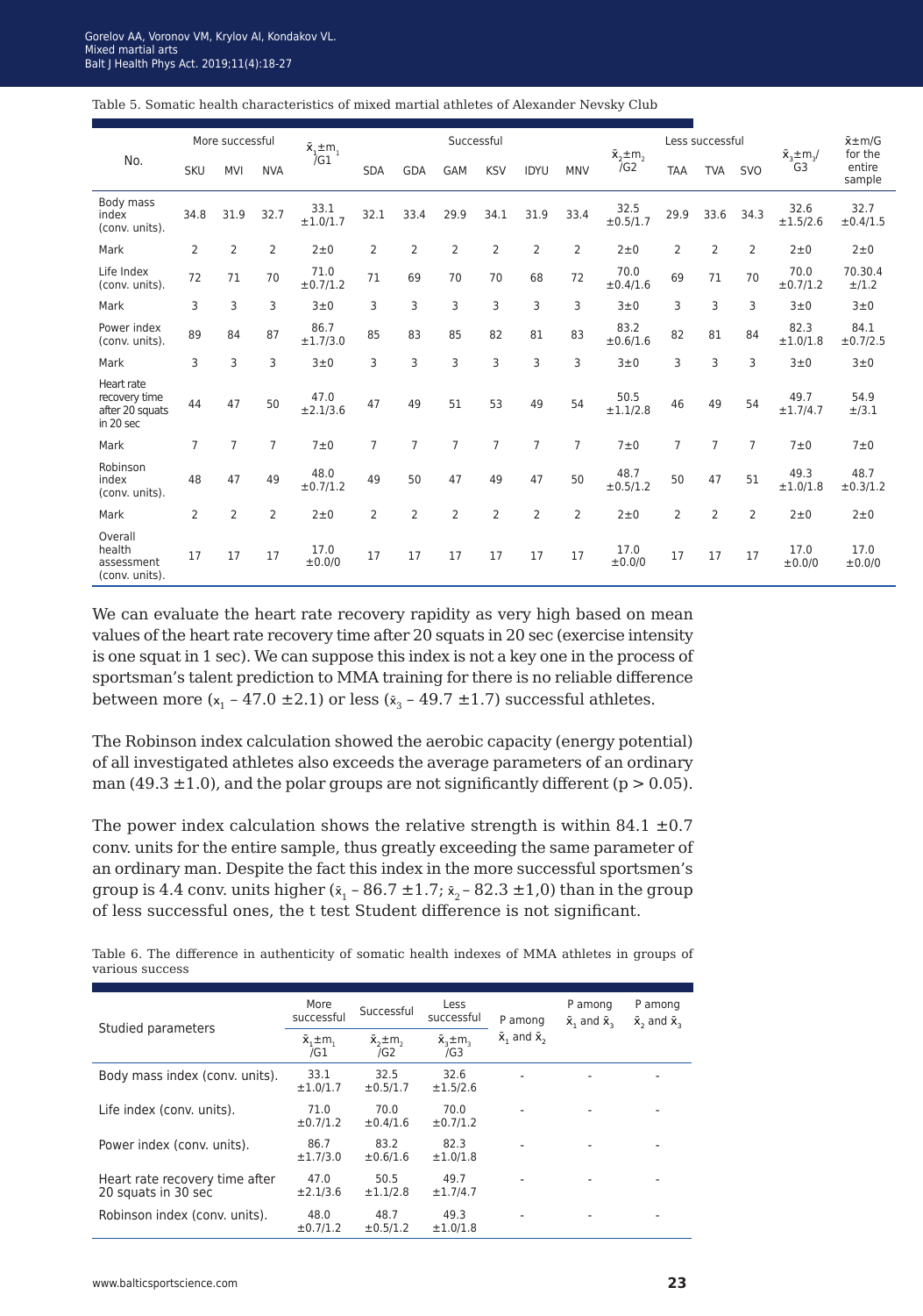Table 5. Somatic health characteristics of mixed martial athletes of Alexander Nevsky Club

| No. | More successful | | | $\bar{x}_1 \pm m_1$ /G1 | Successful | | | | | | $\bar{x}_2 \pm m_2$ /G2 | Less successful | | | $\bar{x}_3 \pm m_3$/ G3 | $\bar{x} \pm m$/G for the entire sample |
|---|---|---|---|---|---|---|---|---|---|---|---|---|---|---|---|---|
| | SKU | MVI | NVA | | SDA | GDA | GAM | KSV | IDYU | MNV | | TAA | TVA | SVO | | |
| Body mass index (conv. units). | 34.8 | 31.9 | 32.7 | 33.1 ±1.0/1.7 | 32.1 | 33.4 | 29.9 | 34.1 | 31.9 | 33.4 | 32.5 ±0.5/1.7 | 29.9 | 33.6 | 34.3 | 32.6 ±1.5/2.6 | 32.7 ±0.4/1.5 |
| Mark | 2 | 2 | 2 | 2±0 | 2 | 2 | 2 | 2 | 2 | 2 | 2±0 | 2 | 2 | 2 | 2±0 | 2±0 |
| Life Index (conv. units). | 72 | 71 | 70 | 71.0 ±0.7/1.2 | 71 | 69 | 70 | 70 | 68 | 72 | 70.0 ±0.4/1.6 | 69 | 71 | 70 | 70.0 ±0.7/1.2 | 70.30.4 ±/1.2 |
| Mark | 3 | 3 | 3 | 3±0 | 3 | 3 | 3 | 3 | 3 | 3 | 3±0 | 3 | 3 | 3 | 3±0 | 3±0 |
| Power index (conv. units). | 89 | 84 | 87 | 86.7 ±1.7/3.0 | 85 | 83 | 85 | 82 | 81 | 83 | 83.2 ±0.6/1.6 | 82 | 81 | 84 | 82.3 ±1.0/1.8 | 84.1 ±0.7/2.5 |
| Mark | 3 | 3 | 3 | 3±0 | 3 | 3 | 3 | 3 | 3 | 3 | 3±0 | 3 | 3 | 3 | 3±0 | 3±0 |
| Heart rate recovery time after 20 squats in 20 sec | 44 | 47 | 50 | 47.0 ±2.1/3.6 | 47 | 49 | 51 | 53 | 49 | 54 | 50.5 ±1.1/2.8 | 46 | 49 | 54 | 49.7 ±1.7/4.7 | 54.9 ±/3.1 |
| Mark | 7 | 7 | 7 | 7±0 | 7 | 7 | 7 | 7 | 7 | 7 | 7±0 | 7 | 7 | 7 | 7±0 | 7±0 |
| Robinson index (conv. units). | 48 | 47 | 49 | 48.0 ±0.7/1.2 | 49 | 50 | 47 | 49 | 47 | 50 | 48.7 ±0.5/1.2 | 50 | 47 | 51 | 49.3 ±1.0/1.8 | 48.7 ±0.3/1.2 |
| Mark | 2 | 2 | 2 | 2±0 | 2 | 2 | 2 | 2 | 2 | 2 | 2±0 | 2 | 2 | 2 | 2±0 | 2±0 |
| Overall health assessment (conv. units). | 17 | 17 | 17 | 17.0 ±0.0/0 | 17 | 17 | 17 | 17 | 17 | 17 | 17.0 ±0.0/0 | 17 | 17 | 17 | 17.0 ±0.0/0 | 17.0 ±0.0/0 |

We can evaluate the heart rate recovery rapidity as very high based on mean values of the heart rate recovery time after 20 squats in 20 sec (exercise intensity is one squat in 1 sec). We can suppose this index is not a key one in the process of sportsman's talent prediction to MMA training for there is no reliable difference between more ($x_1$ – 47.0 ±2.1) or less ($\bar{x}_3$ – 49.7 ±1.7) successful athletes.

The Robinson index calculation showed the aerobic capacity (energy potential) of all investigated athletes also exceeds the average parameters of an ordinary man (49.3 ±1.0), and the polar groups are not significantly different ($p > 0.05$).

The power index calculation shows the relative strength is within 84.1 ±0.7 conv. units for the entire sample, thus greatly exceeding the same parameter of an ordinary man. Despite the fact this index in the more successful sportsmen's group is 4.4 conv. units higher ($\bar{x}_1$ – 86.7 ±1.7; $\bar{x}_2$ – 82.3 ±1,0) than in the group of less successful ones, the t test Student difference is not significant.

Table 6. The difference in authenticity of somatic health indexes of MMA athletes in groups of various success

| Studied parameters | More successful $\bar{x}_1 \pm m_1$ /G1 | Successful $\bar{x}_2 \pm m_2$ /G2 | Less successful $\bar{x}_3 \pm m_3$ /G3 | P among $\bar{x}_1$ and $\bar{x}_2$ | P among $\bar{x}_1$ and $\bar{x}_3$ | P among $\bar{x}_2$ and $\bar{x}_3$ |
|---|---|---|---|---|---|---|
| Body mass index (conv. units). | 33.1 ±1.0/1.7 | 32.5 ±0.5/1.7 | 32.6 ±1.5/2.6 | - | - | - |
| Life index (conv. units). | 71.0 ±0.7/1.2 | 70.0 ±0.4/1.6 | 70.0 ±0.7/1.2 | - | - | - |
| Power index (conv. units). | 86.7 ±1.7/3.0 | 83.2 ±0.6/1.6 | 82.3 ±1.0/1.8 | - | - | - |
| Heart rate recovery time after 20 squats in 30 sec | 47.0 ±2.1/3.6 | 50.5 ±1.1/2.8 | 49.7 ±1.7/4.7 | - | - | - |
| Robinson index (conv. units). | 48.0 ±0.7/1.2 | 48.7 ±0.5/1.2 | 49.3 ±1.0/1.8 | - | - | - |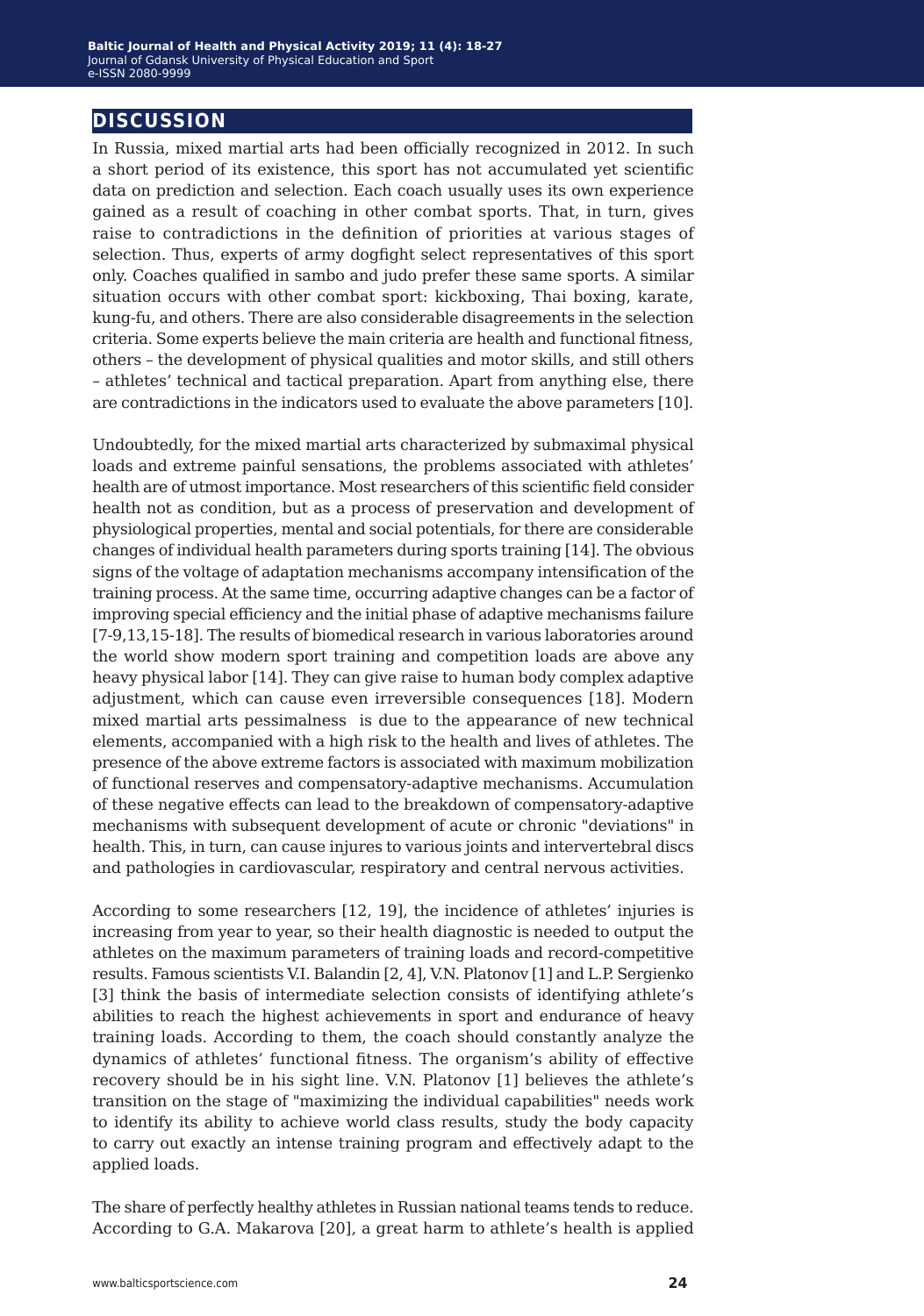## DISCUSSION

In Russia, mixed martial arts had been officially recognized in 2012. In such a short period of its existence, this sport has not accumulated yet scientific data on prediction and selection. Each coach usually uses its own experience gained as a result of coaching in other combat sports. That, in turn, gives raise to contradictions in the definition of priorities at various stages of selection. Thus, experts of army dogfight select representatives of this sport only. Coaches qualified in sambo and judo prefer these same sports. A similar situation occurs with other combat sport: kickboxing, Thai boxing, karate, kung-fu, and others. There are also considerable disagreements in the selection criteria. Some experts believe the main criteria are health and functional fitness, others – the development of physical qualities and motor skills, and still others – athletes' technical and tactical preparation. Apart from anything else, there are contradictions in the indicators used to evaluate the above parameters [10].

Undoubtedly, for the mixed martial arts characterized by submaximal physical loads and extreme painful sensations, the problems associated with athletes' health are of utmost importance. Most researchers of this scientific field consider health not as condition, but as a process of preservation and development of physiological properties, mental and social potentials, for there are considerable changes of individual health parameters during sports training [14]. The obvious signs of the voltage of adaptation mechanisms accompany intensification of the training process. At the same time, occurring adaptive changes can be a factor of improving special efficiency and the initial phase of adaptive mechanisms failure [7-9,13,15-18]. The results of biomedical research in various laboratories around the world show modern sport training and competition loads are above any heavy physical labor [14]. They can give raise to human body complex adaptive adjustment, which can cause even irreversible consequences [18]. Modern mixed martial arts pessimalness is due to the appearance of new technical elements, accompanied with a high risk to the health and lives of athletes. The presence of the above extreme factors is associated with maximum mobilization of functional reserves and compensatory-adaptive mechanisms. Accumulation of these negative effects can lead to the breakdown of compensatory-adaptive mechanisms with subsequent development of acute or chronic "deviations" in health. This, in turn, can cause injures to various joints and intervertebral discs and pathologies in cardiovascular, respiratory and central nervous activities.

According to some researchers [12, 19], the incidence of athletes' injuries is increasing from year to year, so their health diagnostic is needed to output the athletes on the maximum parameters of training loads and record-competitive results. Famous scientists V.I. Balandin [2, 4], V.N. Platonov [1] and L.P. Sergienko [3] think the basis of intermediate selection consists of identifying athlete's abilities to reach the highest achievements in sport and endurance of heavy training loads. According to them, the coach should constantly analyze the dynamics of athletes' functional fitness. The organism's ability of effective recovery should be in his sight line. V.N. Platonov [1] believes the athlete's transition on the stage of "maximizing the individual capabilities" needs work to identify its ability to achieve world class results, study the body capacity to carry out exactly an intense training program and effectively adapt to the applied loads.

The share of perfectly healthy athletes in Russian national teams tends to reduce. According to G.A. Makarova [20], a great harm to athlete's health is applied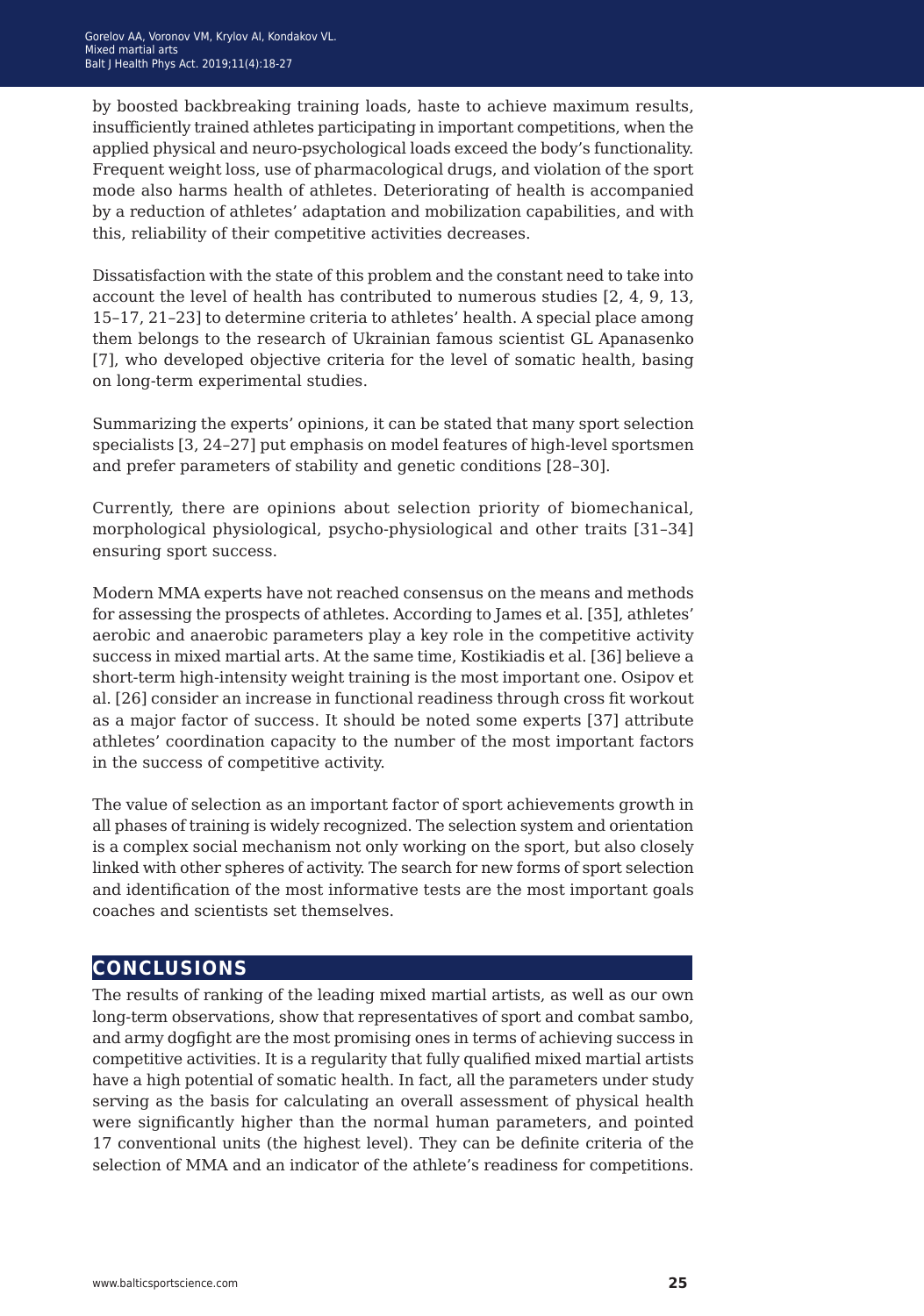by boosted backbreaking training loads, haste to achieve maximum results, insufficiently trained athletes participating in important competitions, when the applied physical and neuro-psychological loads exceed the body's functionality. Frequent weight loss, use of pharmacological drugs, and violation of the sport mode also harms health of athletes. Deteriorating of health is accompanied by a reduction of athletes' adaptation and mobilization capabilities, and with this, reliability of their competitive activities decreases.

Dissatisfaction with the state of this problem and the constant need to take into account the level of health has contributed to numerous studies [2, 4, 9, 13, 15–17, 21–23] to determine criteria to athletes' health. A special place among them belongs to the research of Ukrainian famous scientist GL Apanasenko [7], who developed objective criteria for the level of somatic health, basing on long-term experimental studies.

Summarizing the experts' opinions, it can be stated that many sport selection specialists [3, 24–27] put emphasis on model features of high-level sportsmen and prefer parameters of stability and genetic conditions [28–30].

Currently, there are opinions about selection priority of biomechanical, morphological physiological, psycho-physiological and other traits [31–34] ensuring sport success.

Modern MMA experts have not reached consensus on the means and methods for assessing the prospects of athletes. According to James et al. [35], athletes' aerobic and anaerobic parameters play a key role in the competitive activity success in mixed martial arts. At the same time, Kostikiadis et al. [36] believe a short-term high-intensity weight training is the most important one. Osipov et al. [26] consider an increase in functional readiness through cross fit workout as a major factor of success. It should be noted some experts [37] attribute athletes' coordination capacity to the number of the most important factors in the success of competitive activity.

The value of selection as an important factor of sport achievements growth in all phases of training is widely recognized. The selection system and orientation is a complex social mechanism not only working on the sport, but also closely linked with other spheres of activity. The search for new forms of sport selection and identification of the most informative tests are the most important goals coaches and scientists set themselves.

## CONCLUSIONS

The results of ranking of the leading mixed martial artists, as well as our own long-term observations, show that representatives of sport and combat sambo, and army dogfight are the most promising ones in terms of achieving success in competitive activities. It is a regularity that fully qualified mixed martial artists have a high potential of somatic health. In fact, all the parameters under study serving as the basis for calculating an overall assessment of physical health were significantly higher than the normal human parameters, and pointed 17 conventional units (the highest level). They can be definite criteria of the selection of MMA and an indicator of the athlete's readiness for competitions.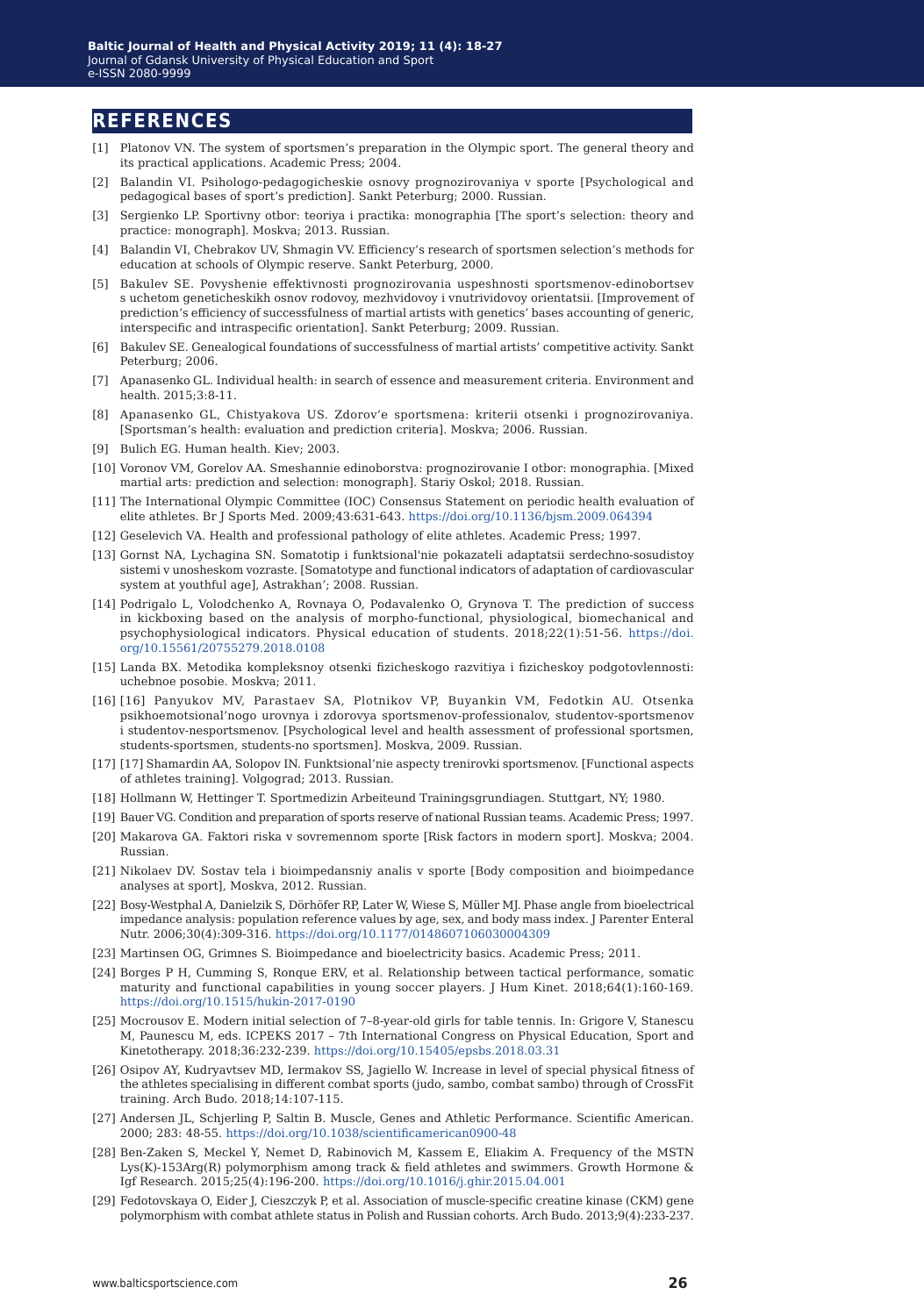## REFERENCES

[1] Platonov VN. The system of sportsmen's preparation in the Olympic sport. The general theory and its practical applications. Academic Press; 2004.

[2] Balandin VI. Psihologo-pedagogicheskie osnovy prognozirovaniya v sporte [Psychological and pedagogical bases of sport's prediction]. Sankt Peterburg; 2000. Russian.

[3] Sergienko LP. Sportivny otbor: teoriya i praktika: monographia [The sport's selection: theory and practice: monograph]. Moskva; 2013. Russian.

[4] Balandin VI, Chebrakov UV, Shmagin VV. Efficiency's research of sportsmen selection's methods for education at schools of Olympic reserve. Sankt Peterburg, 2000.

[5] Bakulev SE. Povyshenie effektivnosti prognozirovania uspeshnosti sportsmenov-edinobortsev s uchetom geneticheskikh osnov rodovoy, mezhvidovoy i vnutrividovoy orientatsii. [Improvement of prediction's efficiency of successfulness of martial artists with genetics' bases accounting of generic, interspecific and intraspecific orientation]. Sankt Peterburg; 2009. Russian.

[6] Bakulev SE. Genealogical foundations of successfulness of martial artists' competitive activity. Sankt Peterburg; 2006.

[7] Apanasenko GL. Individual health: in search of essence and measurement criteria. Environment and health. 2015;3:8-11.

[8] Apanasenko GL, Chistyakova US. Zdorov'e sportsmena: kriterii otsenki i prognozirovaniya. [Sportsman's health: evaluation and prediction criteria]. Moskva; 2006. Russian.

[9] Bulich EG. Human health. Kiev; 2003.

[10] Voronov VM, Gorelov AA. Smeshannie edinoborstva: prognozirovanie I otbor: monographia. [Mixed martial arts: prediction and selection: monograph]. Stariy Oskol; 2018. Russian.

[11] The International Olympic Committee (IOC) Consensus Statement on periodic health evaluation of elite athletes. Br J Sports Med. 2009;43:631-643. https://doi.org/10.1136/bjsm.2009.064394

[12] Geselevich VA. Health and professional pathology of elite athletes. Academic Press; 1997.

[13] Gornst NA, Lychagina SN. Somatotip i funktsional'nie pokazateli adaptatsii serdechno-sosudistoy sistemi v unosheskom vozraste. [Somatotype and functional indicators of adaptation of cardiovascular system at youthful age], Astrakhan'; 2008. Russian.

[14] Podrigalo L, Volodchenko A, Rovnaya O, Podavalenko O, Grynova T. The prediction of success in kickboxing based on the analysis of morpho-functional, physiological, biomechanical and psychophysiological indicators. Physical education of students. 2018;22(1):51-56. https://doi.org/10.15561/20755279.2018.0108

[15] Landa BX. Metodika kompleksnoy otsenki fizicheskogo razvitiya i fizicheskoy podgotovlennosti: uchebnoe posobie. Moskva; 2011.

[16] [16] Panyukov MV, Parastaev SA, Plotnikov VP, Buyankin VM, Fedotkin AU. Otsenka psikhoemotsional'nogo urovnya i zdorovya sportsmenov-professionalov, studentov-sportsmenov i studentov-nesportsmenov. [Psychological level and health assessment of professional sportsmen, students-sportsmen, students-no sportsmen]. Moskva, 2009. Russian.

[17] [17] Shamardin AA, Solopov IN. Funktsional'nie aspecty trenirovki sportsmenov. [Functional aspects of athletes training]. Volgograd; 2013. Russian.

[18] Hollmann W, Hettinger T. Sportmedizin Arbeiteund Trainingsgrundiagen. Stuttgart, NY; 1980.

[19] Bauer VG. Condition and preparation of sports reserve of national Russian teams. Academic Press; 1997.

[20] Makarova GA. Faktori riska v sovremennom sporte [Risk factors in modern sport]. Moskva; 2004. Russian.

[21] Nikolaev DV. Sostav tela i bioimpedansniy analis v sporte [Body composition and bioimpedance analyses at sport], Moskva, 2012. Russian.

[22] Bosy-Westphal A, Danielzik S, Dörhöfer RP, Later W, Wiese S, Müller MJ. Phase angle from bioelectrical impedance analysis: population reference values by age, sex, and body mass index. J Parenter Enteral Nutr. 2006;30(4):309-316. https://doi.org/10.1177/0148607106030004309

[23] Martinsen OG, Grimnes S. Bioimpedance and bioelectricity basics. Academic Press; 2011.

[24] Borges P H, Cumming S, Ronque ERV, et al. Relationship between tactical performance, somatic maturity and functional capabilities in young soccer players. J Hum Kinet. 2018;64(1):160-169. https://doi.org/10.1515/hukin-2017-0190

[25] Mocrousov E. Modern initial selection of 7–8-year-old girls for table tennis. In: Grigore V, Stanescu M, Paunescu M, eds. ICPEKS 2017 – 7th International Congress on Physical Education, Sport and Kinetotherapy. 2018;36:232-239. https://doi.org/10.15405/epsbs.2018.03.31

[26] Osipov AY, Kudryavtsev MD, Iermakov SS, Jagiello W. Increase in level of special physical fitness of the athletes specialising in different combat sports (judo, sambo, combat sambo) through of CrossFit training. Arch Budo. 2018;14:107-115.

[27] Andersen JL, Schjerling P, Saltin B. Muscle, Genes and Athletic Performance. Scientific American. 2000; 283: 48-55. https://doi.org/10.1038/scientificamerican0900-48

[28] Ben-Zaken S, Meckel Y, Nemet D, Rabinovich M, Kassem E, Eliakim A. Frequency of the MSTN Lys(K)-153Arg(R) polymorphism among track & field athletes and swimmers. Growth Hormone & Igf Research. 2015;25(4):196-200. https://doi.org/10.1016/j.ghir.2015.04.001

[29] Fedotovskaya O, Eider J, Cieszczyk P, et al. Association of muscle-specific creatine kinase (CKM) gene polymorphism with combat athlete status in Polish and Russian cohorts. Arch Budo. 2013;9(4):233-237.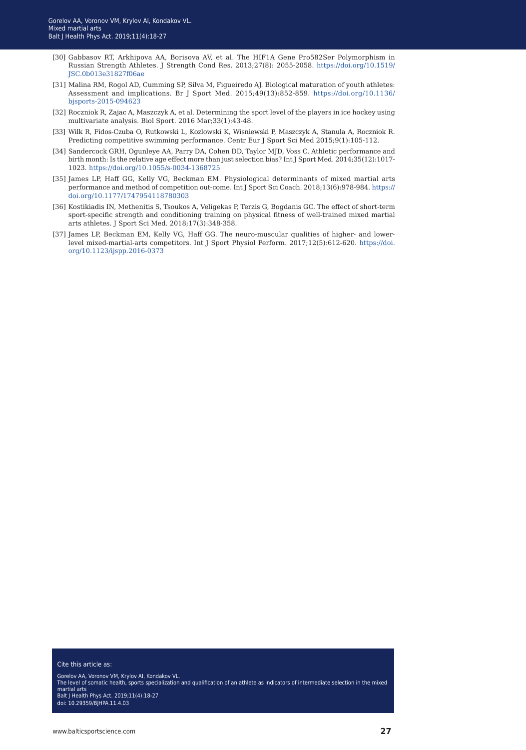[30] Gabbasov RT, Arkhipova AA, Borisova AV, et al. The HIF1A Gene Pro582Ser Polymorphism in Russian Strength Athletes. J Strength Cond Res. 2013;27(8): 2055-2058. https://doi.org/10.1519/JSC.0b013e31827f06ae

[31] Malina RM, Rogol AD, Cumming SP, Silva M, Figueiredo AJ. Biological maturation of youth athletes: Assessment and implications. Br J Sport Med. 2015;49(13):852-859. https://doi.org/10.1136/bjsports-2015-094623

[32] Roczniok R, Zajac A, Maszczyk A, et al. Determining the sport level of the players in ice hockey using multivariate analysis. Biol Sport. 2016 Mar;33(1):43-48.

[33] Wilk R, Fidos-Czuba O, Rutkowski L, Kozlowski K, Wisniewski P, Maszczyk A, Stanula A, Roczniok R. Predicting competitive swimming performance. Centr Eur J Sport Sci Med 2015;9(1):105-112.

[34] Sandercock GRH, Ogunleye AA, Parry DA, Cohen DD, Taylor MJD, Voss C. Athletic performance and birth month: Is the relative age effect more than just selection bias? Int J Sport Med. 2014;35(12):1017-1023. https://doi.org/10.1055/s-0034-1368725

[35] James LP, Haff GG, Kelly VG, Beckman EM. Physiological determinants of mixed martial arts performance and method of competition out-come. Int J Sport Sci Coach. 2018;13(6):978-984. https://doi.org/10.1177/1747954118780303

[36] Kostikiadis IN, Methenitis S, Tsoukos A, Veligekas P, Terzis G, Bogdanis GC. The effect of short-term sport-specific strength and conditioning training on physical fitness of well-trained mixed martial arts athletes. J Sport Sci Med. 2018;17(3):348-358.

[37] James LP, Beckman EM, Kelly VG, Haff GG. The neuro-muscular qualities of higher- and lower-level mixed-martial-arts competitors. Int J Sport Physiol Perform. 2017;12(5):612-620. https://doi.org/10.1123/ijspp.2016-0373

Cite this article as:

Gorelov AA, Voronov VM, Krylov AI, Kondakov VL.
The level of somatic health, sports specialization and qualification of an athlete as indicators of intermediate selection in the mixed martial arts
Balt J Health Phys Act. 2019;11(4):18-27
doi: 10.29359/BJHPA.11.4.03